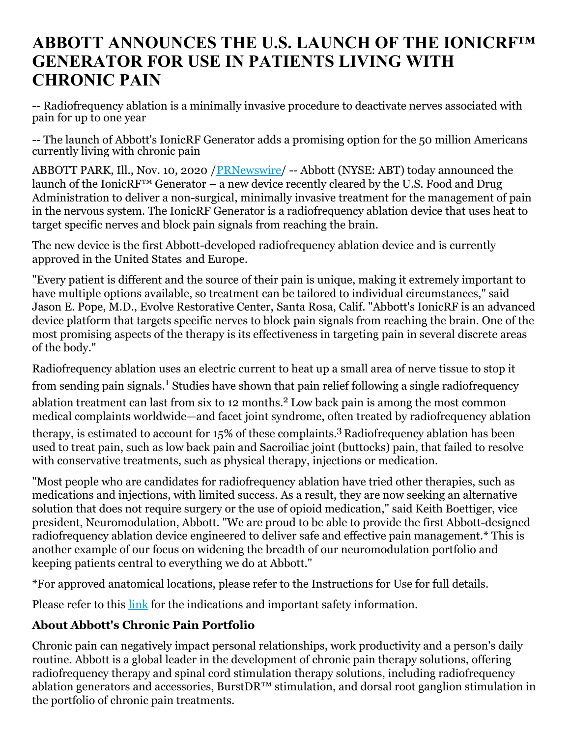# ABBOTT ANNOUNCES THE U.S. LAUNCH OF THE IONICRF™ GENERATOR FOR USE IN PATIENTS LIVING WITH CHRONIC PAIN

-- Radiofrequency ablation is a minimally invasive procedure to deactivate nerves associated with pain for up to one year

-- The launch of Abbott's IonicRF Generator adds a promising option for the 50 million Americans currently living with chronic pain

ABBOTT PARK, Ill., Nov. 10, 2020 /PRNewswire/ -- Abbott (NYSE: ABT) today announced the launch of the IonicRF™ Generator – a new device recently cleared by the U.S. Food and Drug Administration to deliver a non-surgical, minimally invasive treatment for the management of pain in the nervous system. The IonicRF Generator is a radiofrequency ablation device that uses heat to target specific nerves and block pain signals from reaching the brain.

The new device is the first Abbott-developed radiofrequency ablation device and is currently approved in the United States and Europe.

"Every patient is different and the source of their pain is unique, making it extremely important to have multiple options available, so treatment can be tailored to individual circumstances," said Jason E. Pope, M.D., Evolve Restorative Center, Santa Rosa, Calif. "Abbott's IonicRF is an advanced device platform that targets specific nerves to block pain signals from reaching the brain. One of the most promising aspects of the therapy is its effectiveness in targeting pain in several discrete areas of the body."

Radiofrequency ablation uses an electric current to heat up a small area of nerve tissue to stop it from sending pain signals.[1] Studies have shown that pain relief following a single radiofrequency ablation treatment can last from six to 12 months.[2] Low back pain is among the most common medical complaints worldwide—and facet joint syndrome, often treated by radiofrequency ablation therapy, is estimated to account for 15% of these complaints.[3] Radiofrequency ablation has been used to treat pain, such as low back pain and Sacroiliac joint (buttocks) pain, that failed to resolve with conservative treatments, such as physical therapy, injections or medication.

"Most people who are candidates for radiofrequency ablation have tried other therapies, such as medications and injections, with limited success. As a result, they are now seeking an alternative solution that does not require surgery or the use of opioid medication," said Keith Boettiger, vice president, Neuromodulation, Abbott. "We are proud to be able to provide the first Abbott-designed radiofrequency ablation device engineered to deliver safe and effective pain management.* This is another example of our focus on widening the breadth of our neuromodulation portfolio and keeping patients central to everything we do at Abbott."

*For approved anatomical locations, please refer to the Instructions for Use for full details.

Please refer to this link for the indications and important safety information.

### About Abbott's Chronic Pain Portfolio

Chronic pain can negatively impact personal relationships, work productivity and a person's daily routine. Abbott is a global leader in the development of chronic pain therapy solutions, offering radiofrequency therapy and spinal cord stimulation therapy solutions, including radiofrequency ablation generators and accessories, BurstDR™ stimulation, and dorsal root ganglion stimulation in the portfolio of chronic pain treatments.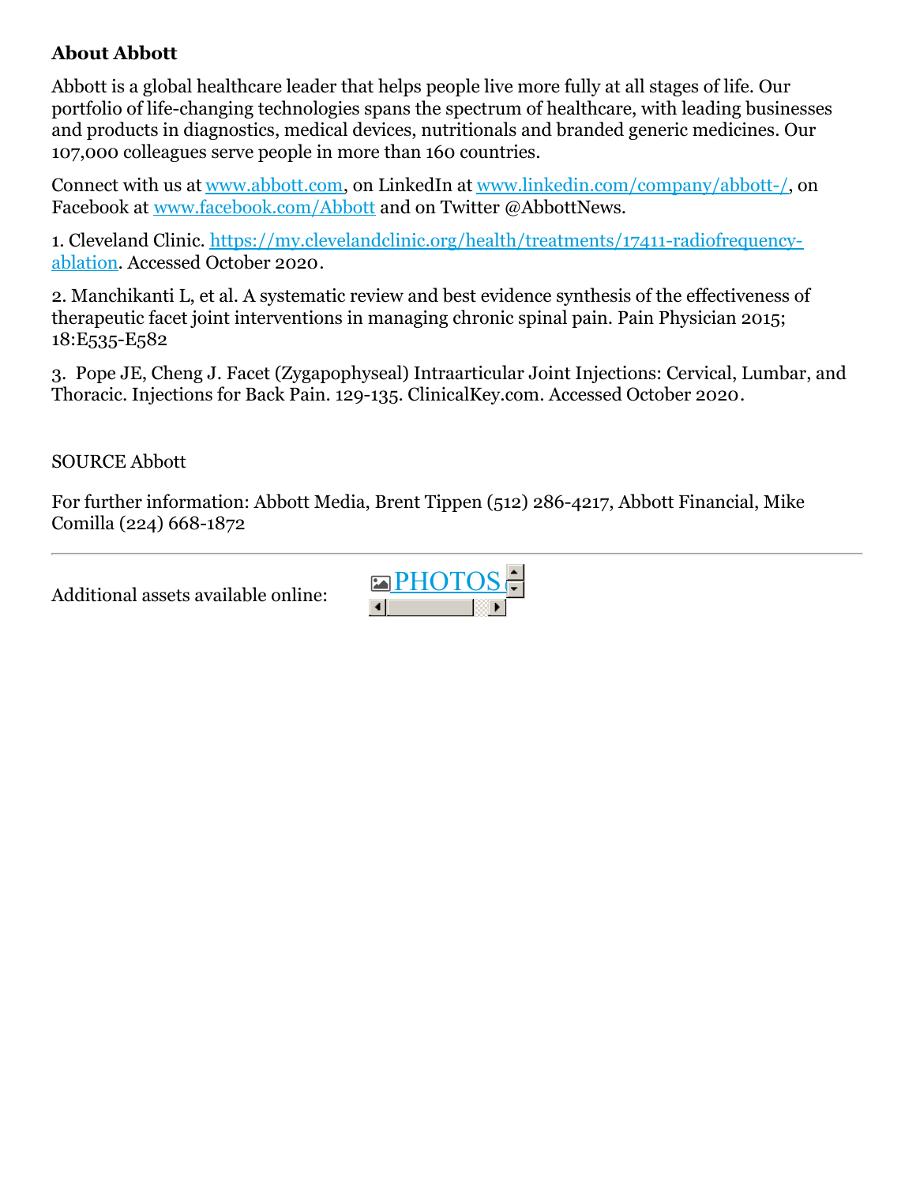**About Abbott**

Abbott is a global healthcare leader that helps people live more fully at all stages of life. Our portfolio of life-changing technologies spans the spectrum of healthcare, with leading businesses and products in diagnostics, medical devices, nutritionals and branded generic medicines. Our 107,000 colleagues serve people in more than 160 countries.

Connect with us at www.abbott.com, on LinkedIn at www.linkedin.com/company/abbott-/, on Facebook at www.facebook.com/Abbott and on Twitter @AbbottNews.

1. Cleveland Clinic. https://my.clevelandclinic.org/health/treatments/17411-radiofrequency-ablation. Accessed October 2020.

2. Manchikanti L, et al. A systematic review and best evidence synthesis of the effectiveness of therapeutic facet joint interventions in managing chronic spinal pain. Pain Physician 2015; 18:E535-E582

3. Pope JE, Cheng J. Facet (Zygapophyseal) Intraarticular Joint Injections: Cervical, Lumbar, and Thoracic. Injections for Back Pain. 129-135. ClinicalKey.com. Accessed October 2020.

SOURCE Abbott

For further information: Abbott Media, Brent Tippen (512) 286-4217, Abbott Financial, Mike Comilla (224) 668-1872

---

Additional assets available online: PHOTOS